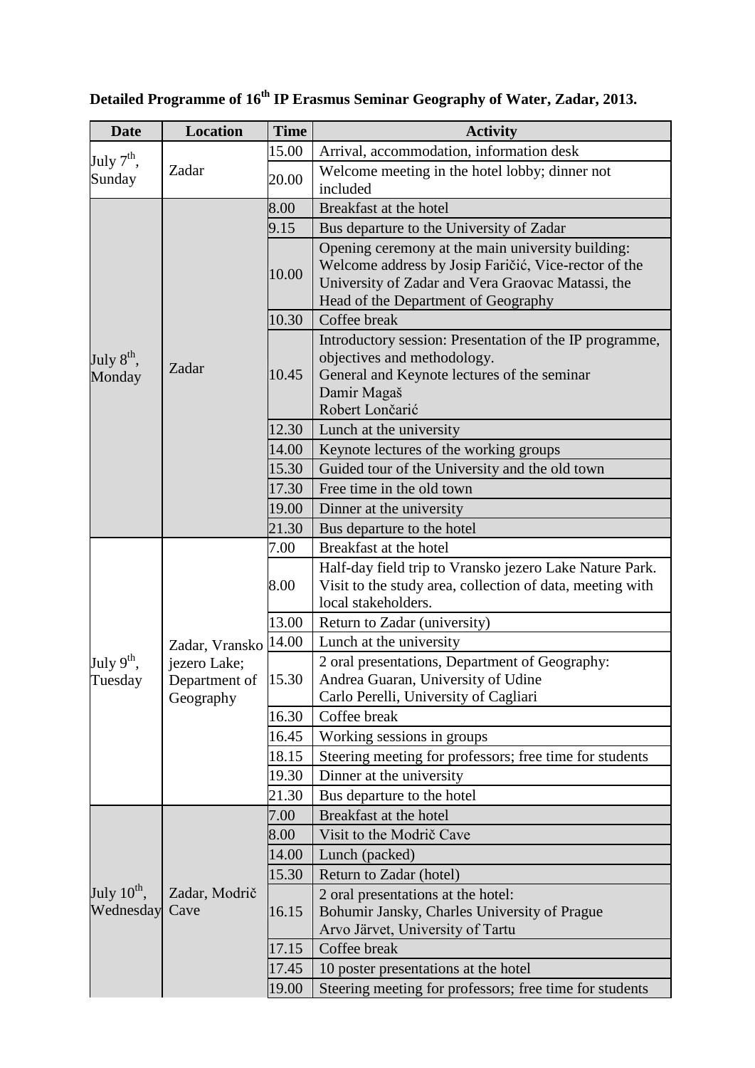**Detailed Programme of 16th IP Erasmus Seminar Geography of Water, Zadar, 2013.**

| Date | Location | Time | Activity |
|---|---|---|---|
| July 7th, Sunday | Zadar | 15.00 | Arrival, accommodation, information desk |
| | | 20.00 | Welcome meeting in the hotel lobby; dinner not included |
| July 8th, Monday | Zadar | 8.00 | Breakfast at the hotel |
| | | 9.15 | Bus departure to the University of Zadar |
| | | 10.00 | Opening ceremony at the main university building: Welcome address by Josip Faričić, Vice-rector of the University of Zadar and Vera Graovac Matassi, the Head of the Department of Geography |
| | | 10.30 | Coffee break |
| | | 10.45 | Introductory session: Presentation of the IP programme, objectives and methodology.<br>General and Keynote lectures of the seminar<br>Damir Magaš<br>Robert Lončarić |
| | | 12.30 | Lunch at the university |
| | | 14.00 | Keynote lectures of the working groups |
| | | 15.30 | Guided tour of the University and the old town |
| | | 17.30 | Free time in the old town |
| | | 19.00 | Dinner at the university |
| | | 21.30 | Bus departure to the hotel |
| July 9th, Tuesday | Zadar, Vransko jezero Lake; Department of Geography | 7.00 | Breakfast at the hotel |
| | | 8.00 | Half-day field trip to Vransko jezero Lake Nature Park. Visit to the study area, collection of data, meeting with local stakeholders. |
| | | 13.00 | Return to Zadar (university) |
| | | 14.00 | Lunch at the university |
| | | 15.30 | 2 oral presentations, Department of Geography:<br>Andrea Guaran, University of Udine<br>Carlo Perelli, University of Cagliari |
| | | 16.30 | Coffee break |
| | | 16.45 | Working sessions in groups |
| | | 18.15 | Steering meeting for professors; free time for students |
| | | 19.30 | Dinner at the university |
| | | 21.30 | Bus departure to the hotel |
| July 10th, Wednesday | Zadar, Modrič Cave | 7.00 | Breakfast at the hotel |
| | | 8.00 | Visit to the Modrič Cave |
| | | 14.00 | Lunch (packed) |
| | | 15.30 | Return to Zadar (hotel) |
| | | 16.15 | 2 oral presentations at the hotel:<br>Bohumir Jansky, Charles University of Prague<br>Arvo Järvet, University of Tartu |
| | | 17.15 | Coffee break |
| | | 17.45 | 10 poster presentations at the hotel |
| | | 19.00 | Steering meeting for professors; free time for students |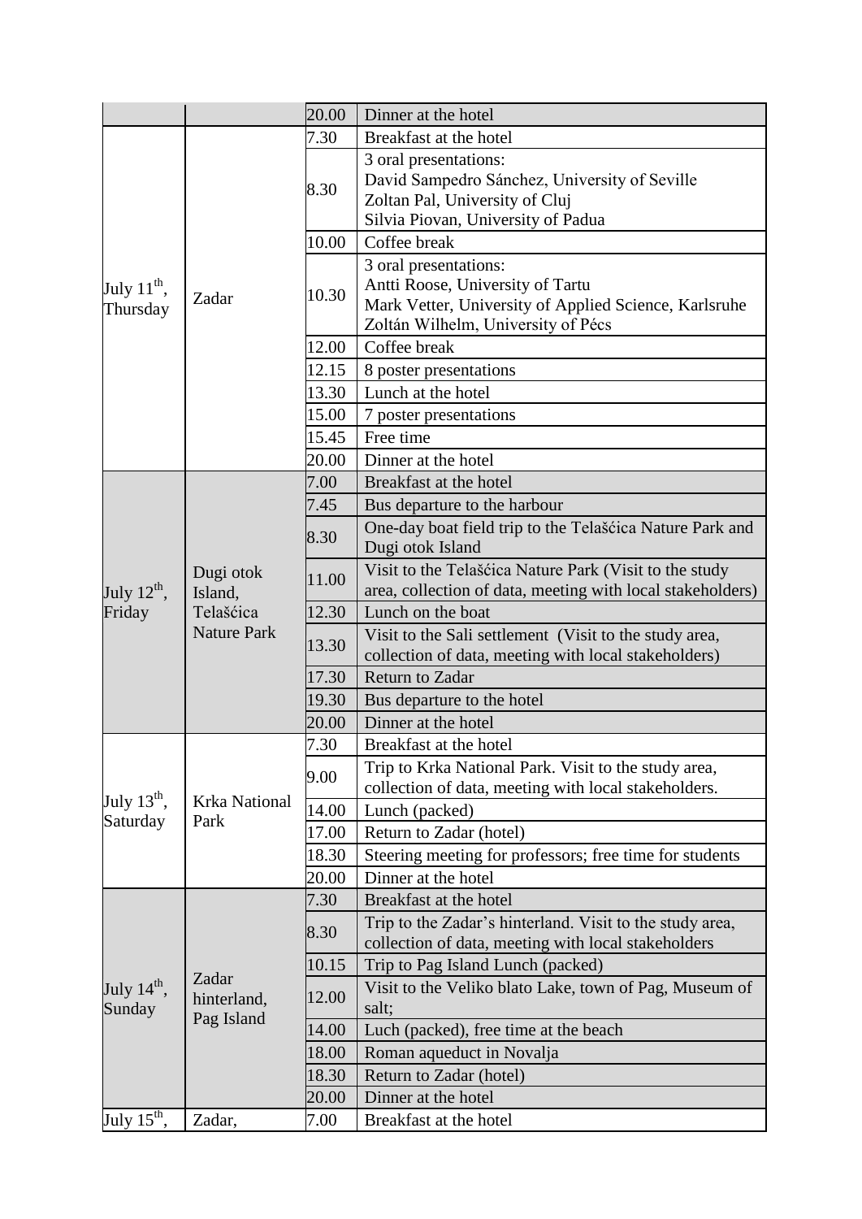| | | | |
|---|---|---|---|
| | | 20.00 | Dinner at the hotel |
| July 11th, Thursday | Zadar | 7.30 | Breakfast at the hotel |
| | | 8.30 | 3 oral presentations:<br>David Sampedro Sánchez, University of Seville<br>Zoltan Pal, University of Cluj<br>Silvia Piovan, University of Padua |
| | | 10.00 | Coffee break |
| | | 10.30 | 3 oral presentations:<br>Antti Roose, University of Tartu<br>Mark Vetter, University of Applied Science, Karlsruhe<br>Zoltán Wilhelm, University of Pécs |
| | | 12.00 | Coffee break |
| | | 12.15 | 8 poster presentations |
| | | 13.30 | Lunch at the hotel |
| | | 15.00 | 7 poster presentations |
| | | 15.45 | Free time |
| | | 20.00 | Dinner at the hotel |
| July 12th, Friday | Dugi otok Island, Telašćica Nature Park | 7.00 | Breakfast at the hotel |
| | | 7.45 | Bus departure to the harbour |
| | | 8.30 | One-day boat field trip to the Telašćica Nature Park and Dugi otok Island |
| | | 11.00 | Visit to the Telašćica Nature Park (Visit to the study area, collection of data, meeting with local stakeholders) |
| | | 12.30 | Lunch on the boat |
| | | 13.30 | Visit to the Sali settlement (Visit to the study area, collection of data, meeting with local stakeholders) |
| | | 17.30 | Return to Zadar |
| | | 19.30 | Bus departure to the hotel |
| | | 20.00 | Dinner at the hotel |
| July 13th, Saturday | Krka National Park | 7.30 | Breakfast at the hotel |
| | | 9.00 | Trip to Krka National Park. Visit to the study area, collection of data, meeting with local stakeholders. |
| | | 14.00 | Lunch (packed) |
| | | 17.00 | Return to Zadar (hotel) |
| | | 18.30 | Steering meeting for professors; free time for students |
| | | 20.00 | Dinner at the hotel |
| July 14th, Sunday | Zadar hinterland, Pag Island | 7.30 | Breakfast at the hotel |
| | | 8.30 | Trip to the Zadar's hinterland. Visit to the study area, collection of data, meeting with local stakeholders |
| | | 10.15 | Trip to Pag Island Lunch (packed) |
| | | 12.00 | Visit to the Veliko blato Lake, town of Pag, Museum of salt; |
| | | 14.00 | Luch (packed), free time at the beach |
| | | 18.00 | Roman aqueduct in Novalja |
| | | 18.30 | Return to Zadar (hotel) |
| | | 20.00 | Dinner at the hotel |
| July 15th, | Zadar, | 7.00 | Breakfast at the hotel |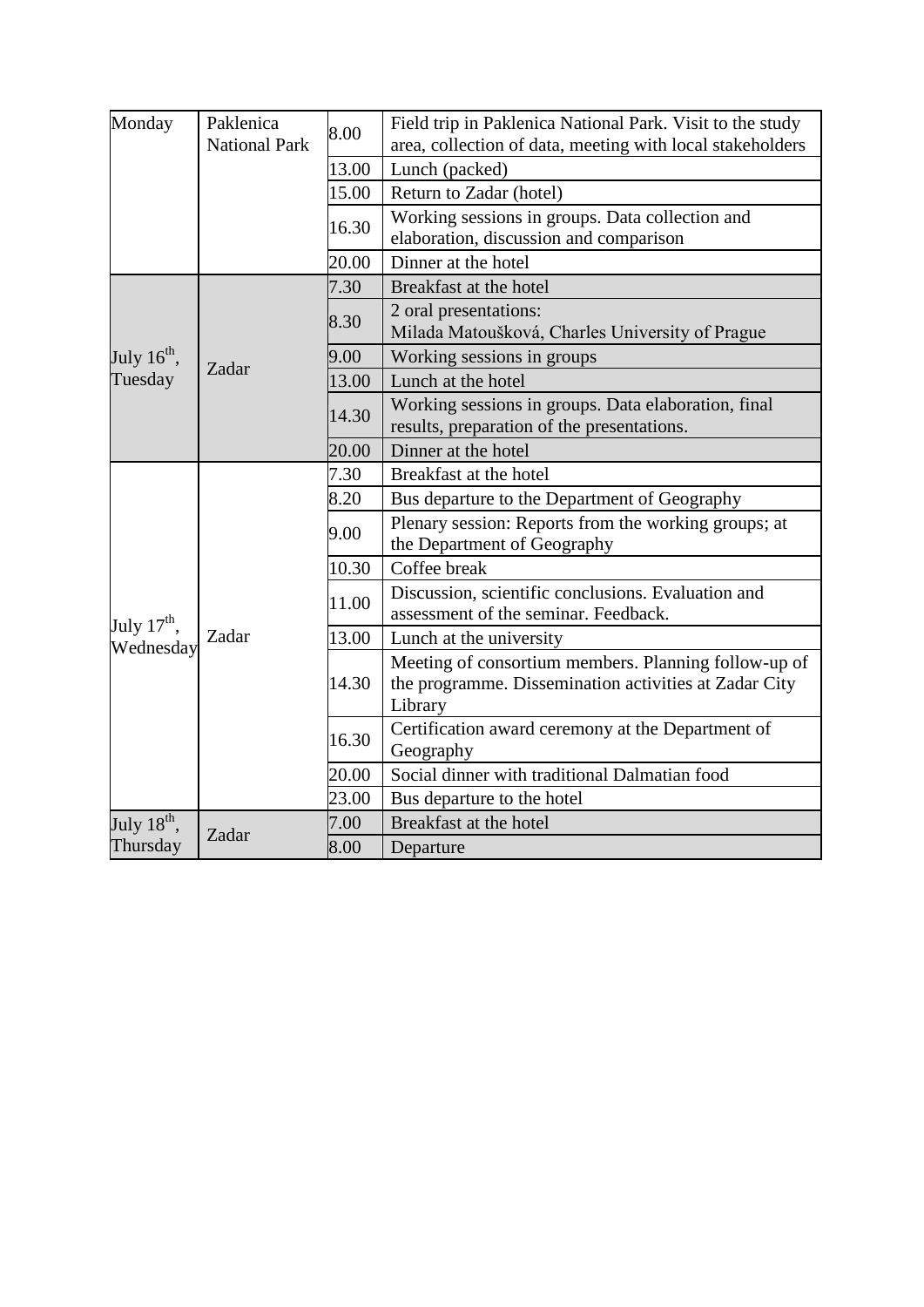| | | | |
|---|---|---|---|
| Monday | Paklenica National Park | 8.00 | Field trip in Paklenica National Park. Visit to the study area, collection of data, meeting with local stakeholders |
| | | 13.00 | Lunch (packed) |
| | | 15.00 | Return to Zadar (hotel) |
| | | 16.30 | Working sessions in groups. Data collection and elaboration, discussion and comparison |
| | | 20.00 | Dinner at the hotel |
| July 16th, Tuesday | Zadar | 7.30 | Breakfast at the hotel |
| | | 8.30 | 2 oral presentations: Milada Matoušková, Charles University of Prague |
| | | 9.00 | Working sessions in groups |
| | | 13.00 | Lunch at the hotel |
| | | 14.30 | Working sessions in groups. Data elaboration, final results, preparation of the presentations. |
| | | 20.00 | Dinner at the hotel |
| July 17th, Wednesday | Zadar | 7.30 | Breakfast at the hotel |
| | | 8.20 | Bus departure to the Department of Geography |
| | | 9.00 | Plenary session: Reports from the working groups; at the Department of Geography |
| | | 10.30 | Coffee break |
| | | 11.00 | Discussion, scientific conclusions. Evaluation and assessment of the seminar. Feedback. |
| | | 13.00 | Lunch at the university |
| | | 14.30 | Meeting of consortium members. Planning follow-up of the programme. Dissemination activities at Zadar City Library |
| | | 16.30 | Certification award ceremony at the Department of Geography |
| | | 20.00 | Social dinner with traditional Dalmatian food |
| | | 23.00 | Bus departure to the hotel |
| July 18th, Thursday | Zadar | 7.00 | Breakfast at the hotel |
| | | 8.00 | Departure |